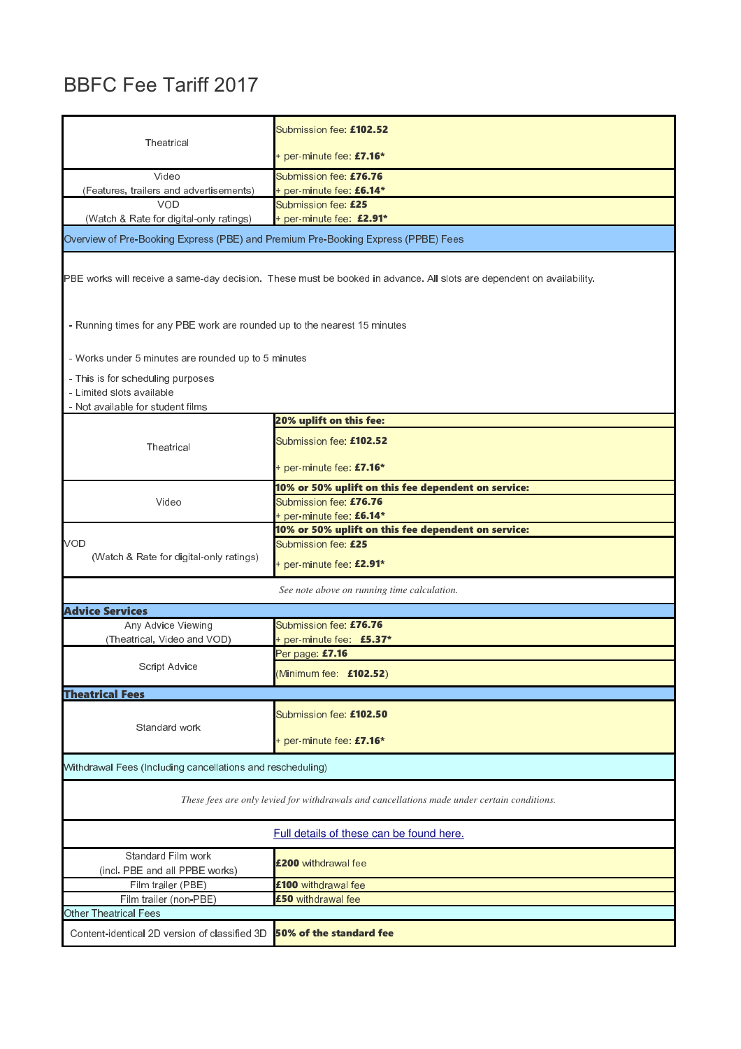# BBFC Fee Tariff 2017

| | |
|---|---|
| Theatrical | Submission fee: **£102.52**<br><br>+ per-minute fee: **£7.16*** |
| Video<br>(Features, trailers and advertisements) | Submission fee: **£76.76**<br>+ per-minute fee: **£6.14*** |
| VOD<br>(Watch & Rate for digital-only ratings) | Submission fee: **£25**<br>+ per-minute fee: **£2.91*** |
| Overview of Pre-Booking Express (PBE) and Premium Pre-Booking Express (PPBE) Fees | |
| PBE works will receive a same-day decision. These must be booked in advance. All slots are dependent on availability.<br><br>- Running times for any PBE work are rounded up to the nearest 15 minutes<br><br>- Works under 5 minutes are rounded up to 5 minutes<br><br>- This is for scheduling purposes<br>- Limited slots available<br>- Not available for student films | |
| Theatrical | **20% uplift on this fee:**<br>Submission fee: **£102.52**<br><br>+ per-minute fee: **£7.16*** |
| Video | **10% or 50% uplift on this fee dependent on service:**<br>Submission fee: **£76.76**<br>+ per-minute fee: **£6.14*** |
| VOD<br>(Watch & Rate for digital-only ratings) | **10% or 50% uplift on this fee dependent on service:**<br>Submission fee: **£25**<br><br>+ per-minute fee: **£2.91*** |
| *See note above on running time calculation.* | |
| **Advice Services** | |
| Any Advice Viewing<br>(Theatrical, Video and VOD) | Submission fee: **£76.76**<br>+ per-minute fee: **£5.37*** |
| Script Advice | Per page: **£7.16**<br><br>(Minimum fee: **£102.52**) |
| **Theatrical Fees** | |
| Standard work | Submission fee: **£102.50**<br><br>+ per-minute fee: **£7.16*** |
| Withdrawal Fees (Including cancellations and rescheduling) | |
| *These fees are only levied for withdrawals and cancellations made under certain conditions.* | |
| Full details of these can be found here. | |
| Standard Film work<br>(incl. PBE and all PPBE works) | **£200** withdrawal fee |
| Film trailer (PBE) | **£100** withdrawal fee |
| Film trailer (non-PBE) | **£50** withdrawal fee |
| Other Theatrical Fees | |
| Content-identical 2D version of classified 3D | **50% of the standard fee** |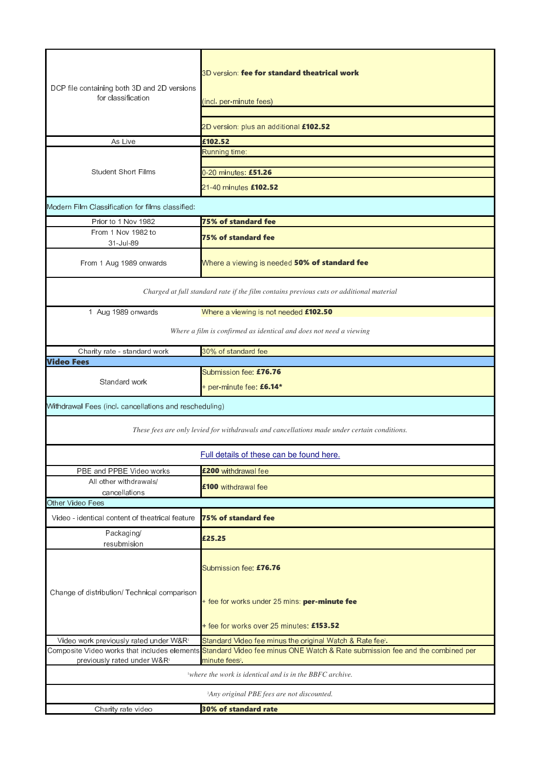| | |
|---|---|
| DCP file containing both 3D and 2D versions for classification | 3D version: **fee for standard theatrical work** (incl. per-minute fees)<br>2D version: plus an additional **£102.52** |
| As Live | **£102.52** |
| Student Short Films | Running time:<br>0-20 minutes: **£51.26**<br>21-40 minutes **£102.52** |
| Modern Film Classification for films classified: | |
| Prior to 1 Nov 1982 | **75% of standard fee** |
| From 1 Nov 1982 to 31-Jul-89 | **75% of standard fee** |
| From 1 Aug 1989 onwards | Where a viewing is needed **50% of standard fee** |
| *Charged at full standard rate if the film contains previous cuts or additional material* | |
| 1 Aug 1989 onwards | Where a viewing is not needed **£102.50** |
| *Where a film is confirmed as identical and does not need a viewing* | |
| Charity rate - standard work | 30% of standard fee |
| **Video Fees** | |
| Standard work | Submission fee: **£76.76**<br>+ per-minute fee: **£6.14*** |
| Withdrawal Fees (incl. cancellations and rescheduling) | |
| *These fees are only levied for withdrawals and cancellations made under certain conditions.* | |
| Full details of these can be found here. | |
| PBE and PPBE Video works | **£200** withdrawal fee |
| All other withdrawals/ cancellations | **£100** withdrawal fee |
| Other Video Fees | |
| Video - identical content of theatrical feature | **75% of standard fee** |
| Packaging/ resubmision | **£25.25** |
| Change of distribution/ Technical comparison | Submission fee: **£76.76**<br>+ fee for works under 25 mins: **per-minute fee**<br>+ fee for works over 25 minutes: **£153.52** |
| Video work previously rated under W&R[1] | Standard Video fee minus the original Watch & Rate fee[2]. |
| Composite Video works that includes elements previously rated under W&R[1] | Standard Video fee minus ONE Watch & Rate submission fee and the combined per minute fees[2]. |
| *[1]where the work is identical and is in the BBFC archive.* | |
| *[2]Any original PBE fees are not discounted.* | |
| Charity rate video | **30% of standard rate** |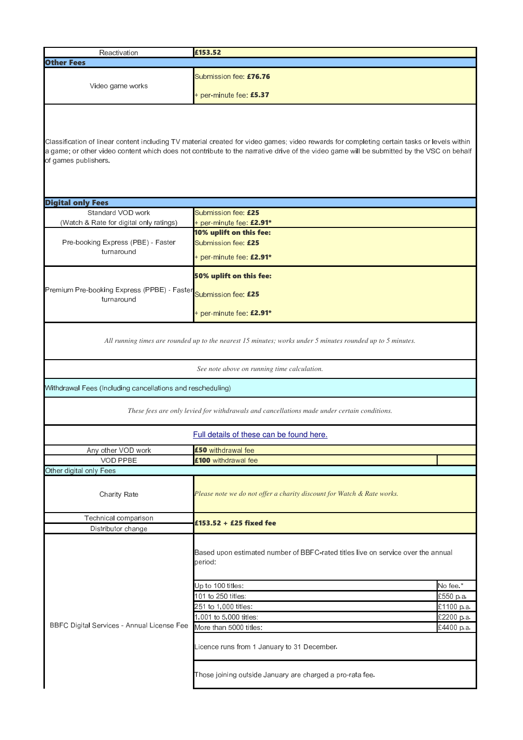| | | |
|---|---|---|
| Reactivation | **£153.52** | |
| **Other Fees** | | |
| Video game works | Submission fee: **£76.76**<br><br>+ per-minute fee: **£5.37** | |
| Classification of linear content including TV material created for video games; video rewards for completing certain tasks or levels within a game; or other video content which does not contribute to the narrative drive of the video game will be submitted by the VSC on behalf of games publishers. | | |
| **Digital only Fees** | | |
| Standard VOD work<br>(Watch & Rate for digital only ratings) | Submission fee: **£25**<br>+ per-minute fee: **£2.91*** | |
| Pre-booking Express (PBE) - Faster turnaround | **10% uplift on this fee:**<br>Submission fee: **£25**<br><br>+ per-minute fee: **£2.91*** | |
| Premium Pre-booking Express (PPBE) - Faster turnaround | **50% uplift on this fee:**<br><br>Submission fee: **£25**<br><br>+ per-minute fee: **£2.91*** | |
| *All running times are rounded up to the nearest 15 minutes; works under 5 minutes rounded up to 5 minutes.* | | |
| *See note above on running time calculation.* | | |
| Withdrawal Fees (Including cancellations and rescheduling) | | |
| *These fees are only levied for withdrawals and cancellations made under certain conditions.* | | |
| Full details of these can be found here. | | |
| Any other VOD work | **£50** withdrawal fee | |
| VOD PPBE | **£100** withdrawal fee | |
| Other digital only Fees | | |
| Charity Rate | *Please note we do not offer a charity discount for Watch & Rate works.* | |
| Technical comparison<br>Distributor change | **£153.52 + £25 fixed fee** | |
| BBFC Digital Services - Annual License Fee | Based upon estimated number of BBFC-rated titles live on service over the annual period: | |
| | Up to 100 titles: | No fee.* |
| | 101 to 250 titles: | £550 p.a. |
| | 251 to 1,000 titles: | £1100 p.a. |
| | 1,001 to 5,000 titles: | £2200 p.a. |
| | More than 5000 titles: | £4400 p.a. |
| | Licence runs from 1 January to 31 December. | |
| | Those joining outside January are charged a pro-rata fee. | |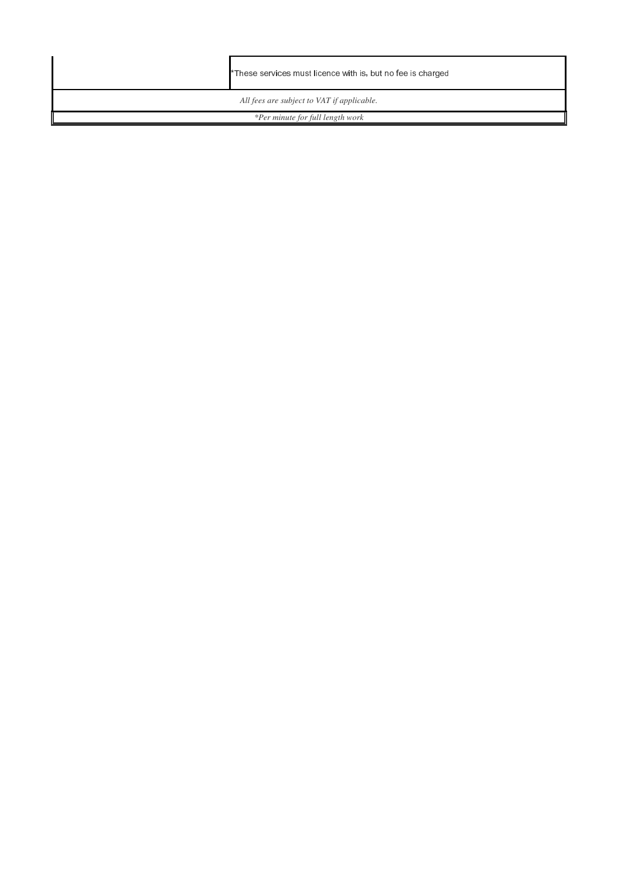| | |
|---|---|
| | *These services must licence with is, but no fee is charged |
| *All fees are subject to VAT if applicable.* | |
| **Per minute for full length work* | |